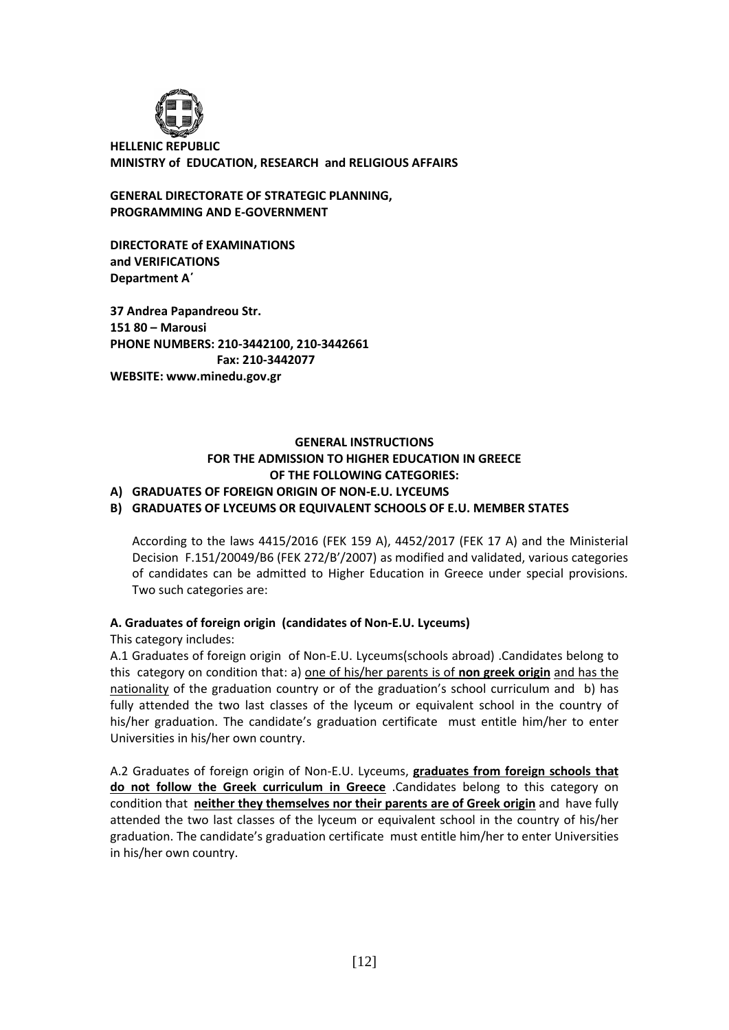**HELLENIC REPUBLIC**
**MINISTRY of EDUCATION, RESEARCH and RELIGIOUS AFFAIRS**

**GENERAL DIRECTORATE OF STRATEGIC PLANNING, PROGRAMMING AND E-GOVERNMENT**

**DIRECTORATE of EXAMINATIONS and VERIFICATIONS**
**Department A΄**

**37 Andrea Papandreou Str.**
**151 80 – Marousi**
**PHONE NUMBERS: 210-3442100, 210-3442661**
**Fax: 210-3442077**
**WEBSITE: www.minedu.gov.gr**

# GENERAL INSTRUCTIONS FOR THE ADMISSION TO HIGHER EDUCATION IN GREECE OF THE FOLLOWING CATEGORIES:

**A) GRADUATES OF FOREIGN ORIGIN OF NON-E.U. LYCEUMS**

**B) GRADUATES OF LYCEUMS OR EQUIVALENT SCHOOLS OF E.U. MEMBER STATES**

According to the laws 4415/2016 (FEK 159 A), 4452/2017 (FEK 17 A) and the Ministerial Decision F.151/20049/B6 (FEK 272/B'/2007) as modified and validated, various categories of candidates can be admitted to Higher Education in Greece under special provisions. Two such categories are:

## A. Graduates of foreign origin (candidates of Non-E.U. Lyceums)

This category includes:

A.1 Graduates of foreign origin of Non-E.U. Lyceums(schools abroad) .Candidates belong to this category on condition that: a) one of his/her parents is of **non greek origin** and has the nationality of the graduation country or of the graduation's school curriculum and b) has fully attended the two last classes of the lyceum or equivalent school in the country of his/her graduation. The candidate's graduation certificate must entitle him/her to enter Universities in his/her own country.

A.2 Graduates of foreign origin of Non-E.U. Lyceums, **graduates from foreign schools that do not follow the Greek curriculum in Greece** .Candidates belong to this category on condition that **neither they themselves nor their parents are of Greek origin** and have fully attended the two last classes of the lyceum or equivalent school in the country of his/her graduation. The candidate's graduation certificate must entitle him/her to enter Universities in his/her own country.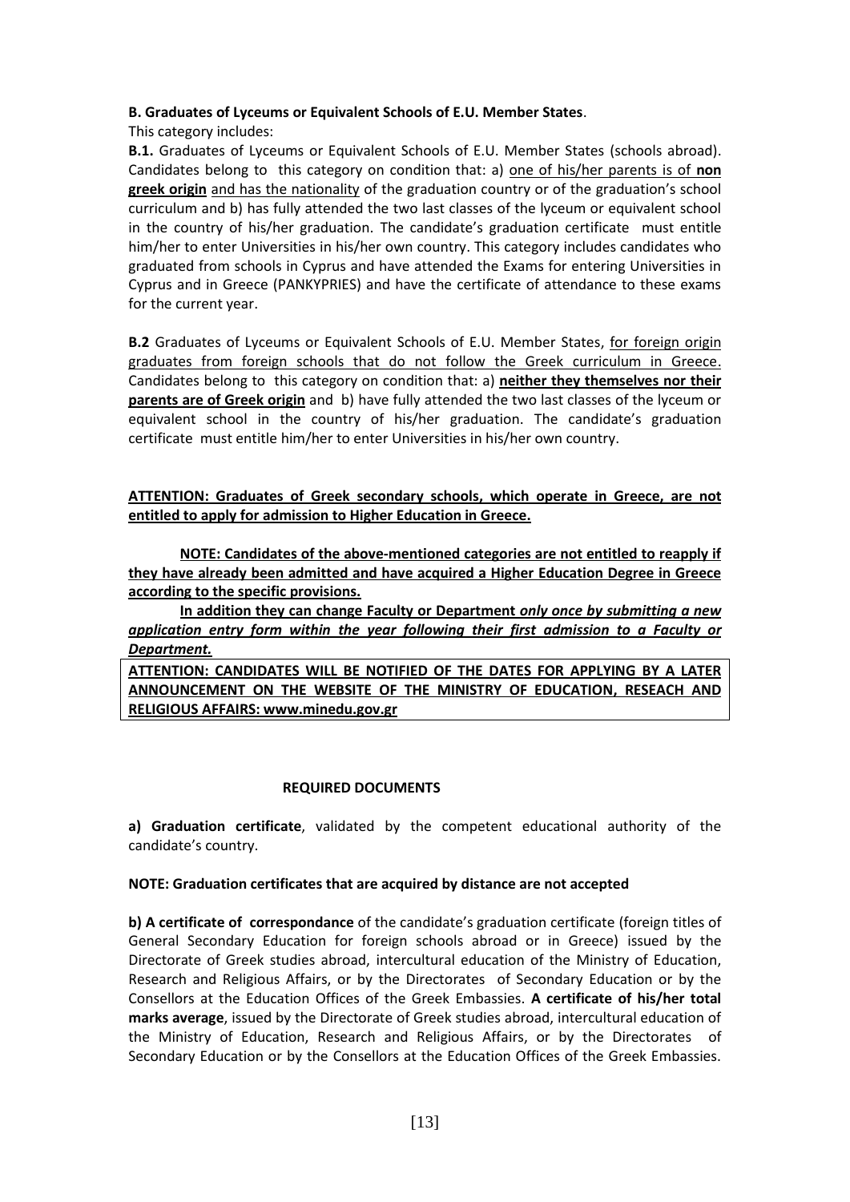**B. Graduates of Lyceums or Equivalent Schools of E.U. Member States**.

This category includes:

**B.1.** Graduates of Lyceums or Equivalent Schools of E.U. Member States (schools abroad). Candidates belong to this category on condition that: a) one of his/her parents is of **non greek origin** and has the nationality of the graduation country or of the graduation's school curriculum and b) has fully attended the two last classes of the lyceum or equivalent school in the country of his/her graduation. The candidate's graduation certificate must entitle him/her to enter Universities in his/her own country. This category includes candidates who graduated from schools in Cyprus and have attended the Exams for entering Universities in Cyprus and in Greece (PANKYPRIES) and have the certificate of attendance to these exams for the current year.

**B.2** Graduates of Lyceums or Equivalent Schools of E.U. Member States, for foreign origin graduates from foreign schools that do not follow the Greek curriculum in Greece. Candidates belong to this category on condition that: a) **neither they themselves nor their parents are of Greek origin** and b) have fully attended the two last classes of the lyceum or equivalent school in the country of his/her graduation. The candidate's graduation certificate must entitle him/her to enter Universities in his/her own country.

**ATTENTION: Graduates of Greek secondary schools, which operate in Greece, are not entitled to apply for admission to Higher Education in Greece.**

**NOTE: Candidates of the above-mentioned categories are not entitled to reapply if they have already been admitted and have acquired a Higher Education Degree in Greece according to the specific provisions.**

**In addition they can change Faculty or Department *only once by submitting a new application entry form within the year following their first admission to a Faculty or Department.***

**ATTENTION: CANDIDATES WILL BE NOTIFIED OF THE DATES FOR APPLYING BY A LATER ANNOUNCEMENT ON THE WEBSITE OF THE MINISTRY OF EDUCATION, RESEACH AND RELIGIOUS AFFAIRS: www.minedu.gov.gr**

## REQUIRED DOCUMENTS

**a) Graduation certificate**, validated by the competent educational authority of the candidate's country.

**NOTE: Graduation certificates that are acquired by distance are not accepted**

**b) A certificate of correspondance** of the candidate's graduation certificate (foreign titles of General Secondary Education for foreign schools abroad or in Greece) issued by the Directorate of Greek studies abroad, intercultural education of the Ministry of Education, Research and Religious Affairs, or by the Directorates of Secondary Education or by the Consellors at the Education Offices of the Greek Embassies. **A certificate of his/her total marks average**, issued by the Directorate of Greek studies abroad, intercultural education of the Ministry of Education, Research and Religious Affairs, or by the Directorates of Secondary Education or by the Consellors at the Education Offices of the Greek Embassies.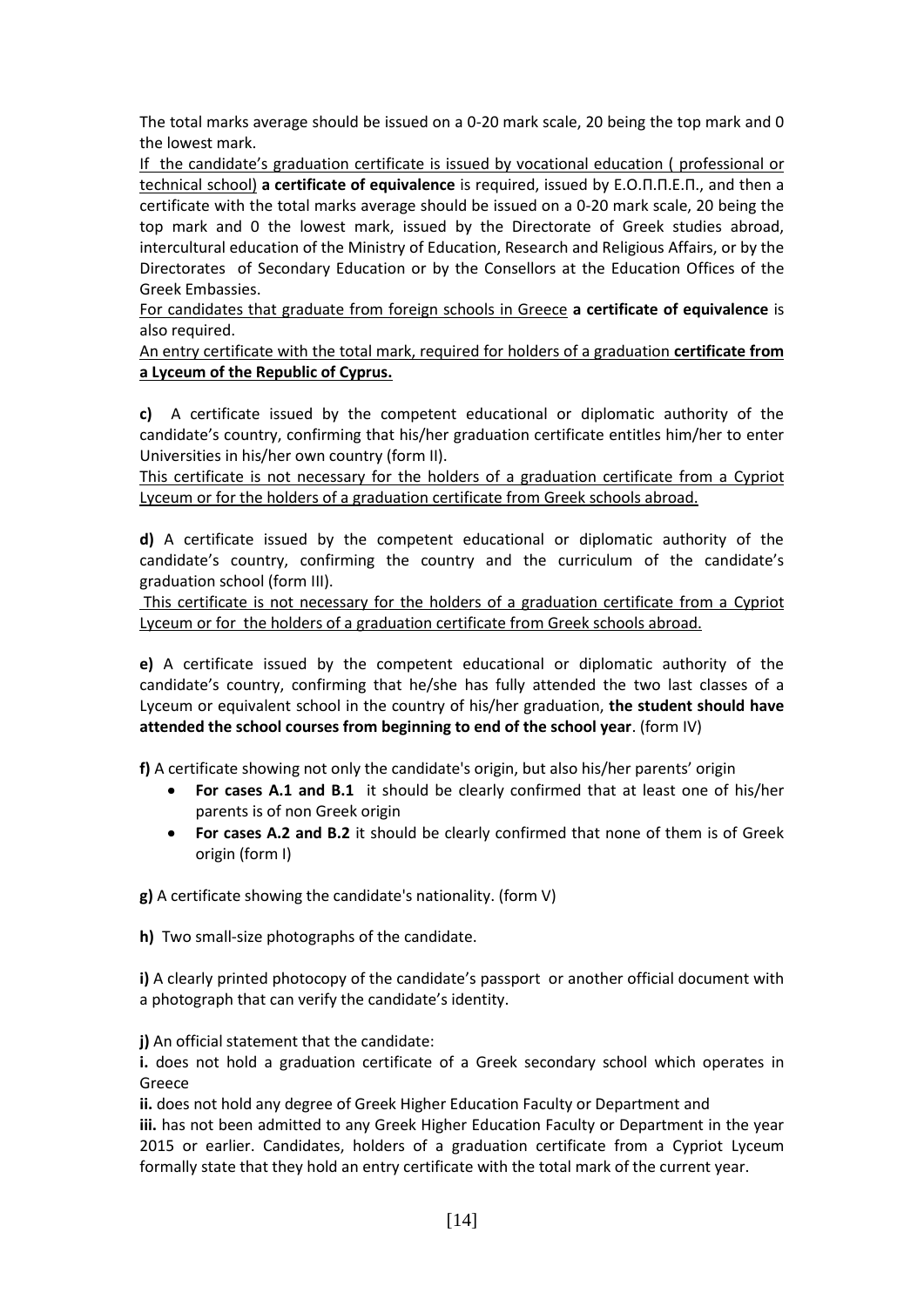The total marks average should be issued on a 0-20 mark scale, 20 being the top mark and 0 the lowest mark.

If the candidate's graduation certificate is issued by vocational education ( professional or technical school) **a certificate of equivalence** is required, issued by Ε.Ο.Π.Π.Ε.Π., and then a certificate with the total marks average should be issued on a 0-20 mark scale, 20 being the top mark and 0 the lowest mark, issued by the Directorate of Greek studies abroad, intercultural education of the Ministry of Education, Research and Religious Affairs, or by the Directorates of Secondary Education or by the Consellors at the Education Offices of the Greek Embassies.

For candidates that graduate from foreign schools in Greece **a certificate of equivalence** is also required.

An entry certificate with the total mark, required for holders of a graduation **certificate from a Lyceum of the Republic of Cyprus.**

**c)** A certificate issued by the competent educational or diplomatic authority of the candidate's country, confirming that his/her graduation certificate entitles him/her to enter Universities in his/her own country (form II).

This certificate is not necessary for the holders of a graduation certificate from a Cypriot Lyceum or for the holders of a graduation certificate from Greek schools abroad.

**d)** A certificate issued by the competent educational or diplomatic authority of the candidate's country, confirming the country and the curriculum of the candidate's graduation school (form III).

This certificate is not necessary for the holders of a graduation certificate from a Cypriot Lyceum or for the holders of a graduation certificate from Greek schools abroad.

**e)** A certificate issued by the competent educational or diplomatic authority of the candidate's country, confirming that he/she has fully attended the two last classes of a Lyceum or equivalent school in the country of his/her graduation, **the student should have attended the school courses from beginning to end of the school year**. (form IV)

**f)** A certificate showing not only the candidate's origin, but also his/her parents' origin

- **For cases A.1 and B.1** it should be clearly confirmed that at least one of his/her parents is of non Greek origin
- **For cases A.2 and B.2** it should be clearly confirmed that none of them is of Greek origin (form I)

**g)** A certificate showing the candidate's nationality. (form V)

**h)** Two small-size photographs of the candidate.

**i)** A clearly printed photocopy of the candidate's passport or another official document with a photograph that can verify the candidate's identity.

**j)** An official statement that the candidate:

**i.** does not hold a graduation certificate of a Greek secondary school which operates in Greece

**ii.** does not hold any degree of Greek Higher Education Faculty or Department and

**iii.** has not been admitted to any Greek Higher Education Faculty or Department in the year 2015 or earlier. Candidates, holders of a graduation certificate from a Cypriot Lyceum formally state that they hold an entry certificate with the total mark of the current year.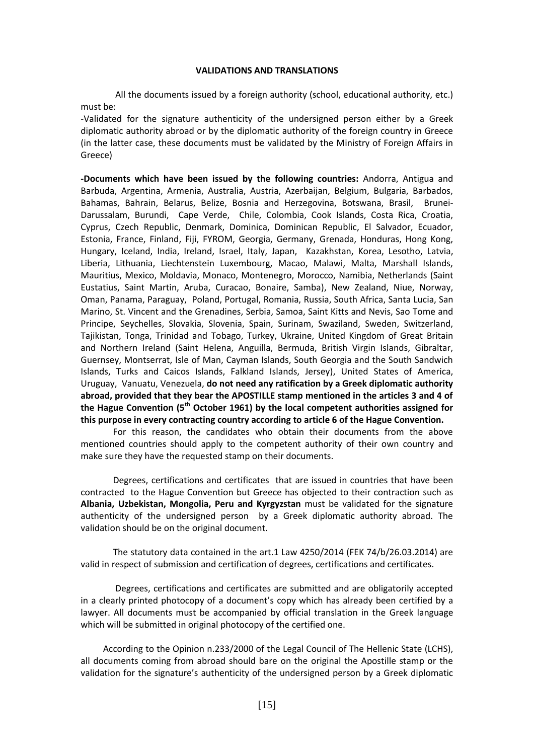**VALIDATIONS AND TRANSLATIONS**

All the documents issued by a foreign authority (school, educational authority, etc.) must be:

-Validated for the signature authenticity of the undersigned person either by a Greek diplomatic authority abroad or by the diplomatic authority of the foreign country in Greece (in the latter case, these documents must be validated by the Ministry of Foreign Affairs in Greece)

**-Documents which have been issued by the following countries:** Andorra, Antigua and Barbuda, Argentina, Armenia, Australia, Austria, Azerbaijan, Belgium, Bulgaria, Barbados, Bahamas, Bahrain, Belarus, Belize, Bosnia and Herzegovina, Botswana, Brasil, Brunei-Darussalam, Burundi, Cape Verde, Chile, Colombia, Cook Islands, Costa Rica, Croatia, Cyprus, Czech Republic, Denmark, Dominica, Dominican Republic, El Salvador, Ecuador, Estonia, France, Finland, Fiji, FYROM, Georgia, Germany, Grenada, Honduras, Hong Kong, Hungary, Iceland, India, Ireland, Israel, Italy, Japan, Kazakhstan, Korea, Lesotho, Latvia, Liberia, Lithuania, Liechtenstein Luxembourg, Macao, Malawi, Malta, Marshall Islands, Mauritius, Mexico, Moldavia, Monaco, Montenegro, Morocco, Namibia, Netherlands (Saint Eustatius, Saint Martin, Aruba, Curacao, Bonaire, Samba), New Zealand, Niue, Norway, Oman, Panama, Paraguay, Poland, Portugal, Romania, Russia, South Africa, Santa Lucia, San Marino, St. Vincent and the Grenadines, Serbia, Samoa, Saint Kitts and Nevis, Sao Tome and Principe, Seychelles, Slovakia, Slovenia, Spain, Surinam, Swaziland, Sweden, Switzerland, Tajikistan, Tonga, Trinidad and Tobago, Turkey, Ukraine, United Kingdom of Great Britain and Northern Ireland (Saint Helena, Anguilla, Bermuda, British Virgin Islands, Gibraltar, Guernsey, Montserrat, Isle of Man, Cayman Islands, South Georgia and the South Sandwich Islands, Turks and Caicos Islands, Falkland Islands, Jersey), United States of America, Uruguay, Vanuatu, Venezuela, **do not need any ratification by a Greek diplomatic authority abroad, provided that they bear the APOSTILLE stamp mentioned in the articles 3 and 4 of the Hague Convention (5th October 1961) by the local competent authorities assigned for this purpose in every contracting country according to article 6 of the Hague Convention.**

For this reason, the candidates who obtain their documents from the above mentioned countries should apply to the competent authority of their own country and make sure they have the requested stamp on their documents.

Degrees, certifications and certificates that are issued in countries that have been contracted to the Hague Convention but Greece has objected to their contraction such as **Albania, Uzbekistan, Mongolia, Peru and Kyrgyzstan** must be validated for the signature authenticity of the undersigned person by a Greek diplomatic authority abroad. The validation should be on the original document.

The statutory data contained in the art.1 Law 4250/2014 (FEK 74/b/26.03.2014) are valid in respect of submission and certification of degrees, certifications and certificates.

Degrees, certifications and certificates are submitted and are obligatorily accepted in a clearly printed photocopy of a document's copy which has already been certified by a lawyer. All documents must be accompanied by official translation in the Greek language which will be submitted in original photocopy of the certified one.

According to the Opinion n.233/2000 of the Legal Council of The Hellenic State (LCHS), all documents coming from abroad should bare on the original the Apostille stamp or the validation for the signature's authenticity of the undersigned person by a Greek diplomatic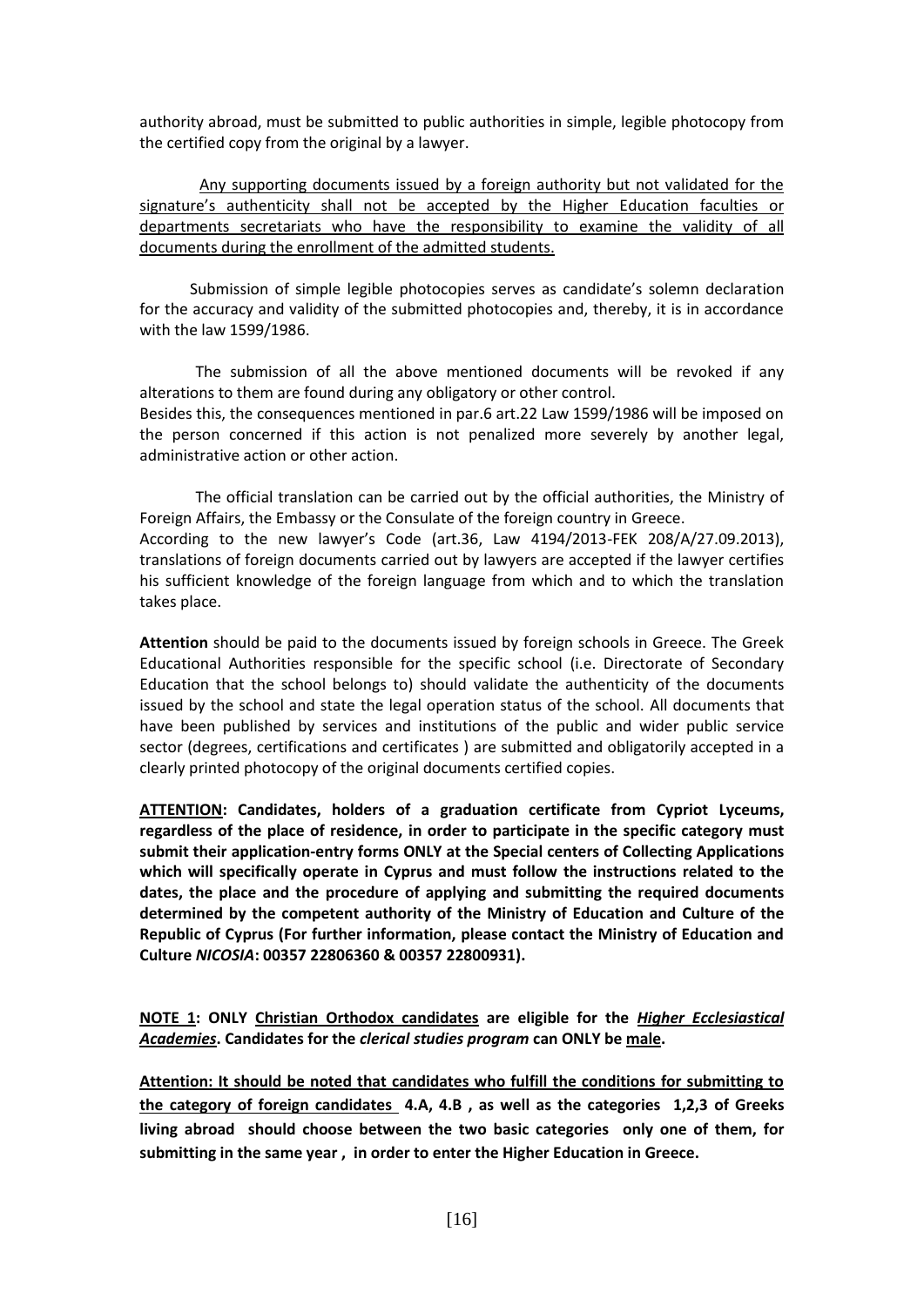authority abroad, must be submitted to public authorities in simple, legible photocopy from the certified copy from the original by a lawyer.

<u>Any supporting documents issued by a foreign authority but not validated for the signature's authenticity shall not be accepted by the Higher Education faculties or departments secretariats who have the responsibility to examine the validity of all documents during the enrollment of the admitted students.</u>

Submission of simple legible photocopies serves as candidate's solemn declaration for the accuracy and validity of the submitted photocopies and, thereby, it is in accordance with the law 1599/1986.

The submission of all the above mentioned documents will be revoked if any alterations to them are found during any obligatory or other control.
Besides this, the consequences mentioned in par.6 art.22 Law 1599/1986 will be imposed on the person concerned if this action is not penalized more severely by another legal, administrative action or other action.

The official translation can be carried out by the official authorities, the Ministry of Foreign Affairs, the Embassy or the Consulate of the foreign country in Greece.
According to the new lawyer's Code (art.36, Law 4194/2013-FEK 208/A/27.09.2013), translations of foreign documents carried out by lawyers are accepted if the lawyer certifies his sufficient knowledge of the foreign language from which and to which the translation takes place.

**Attention** should be paid to the documents issued by foreign schools in Greece. The Greek Educational Authorities responsible for the specific school (i.e. Directorate of Secondary Education that the school belongs to) should validate the authenticity of the documents issued by the school and state the legal operation status of the school. All documents that have been published by services and institutions of the public and wider public service sector (degrees, certifications and certificates ) are submitted and obligatorily accepted in a clearly printed photocopy of the original documents certified copies.

**<u>ATTENTION</u>: Candidates, holders of a graduation certificate from Cypriot Lyceums, regardless of the place of residence, in order to participate in the specific category must submit their application-entry forms ONLY at the Special centers of Collecting Applications which will specifically operate in Cyprus and must follow the instructions related to the dates, the place and the procedure of applying and submitting the required documents determined by the competent authority of the Ministry of Education and Culture of the Republic of Cyprus (For further information, please contact the Ministry of Education and Culture *NICOSIA*: 00357 22806360 & 00357 22800931).**

**<u>NOTE 1</u>: ONLY <u>Christian Orthodox candidates</u> are eligible for the <u>*Higher Ecclesiastical Academies*</u>. Candidates for the *clerical studies program* can ONLY be <u>male</u>.**

**<u>Attention: It should be noted that candidates who fulfill the conditions for submitting to the category of foreign candidates</u> 4.A, 4.B , as well as the categories 1,2,3 of Greeks living abroad should choose between the two basic categories only one of them, for submitting in the same year , in order to enter the Higher Education in Greece.**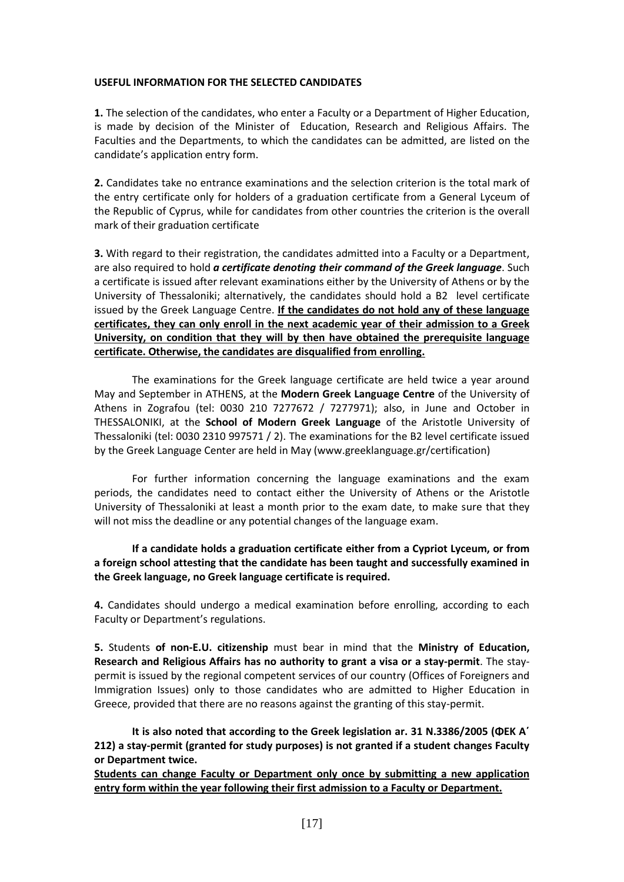**USEFUL INFORMATION FOR THE SELECTED CANDIDATES**

**1.** The selection of the candidates, who enter a Faculty or a Department of Higher Education, is made by decision of the Minister of Education, Research and Religious Affairs. The Faculties and the Departments, to which the candidates can be admitted, are listed on the candidate's application entry form.

**2.** Candidates take no entrance examinations and the selection criterion is the total mark of the entry certificate only for holders of a graduation certificate from a General Lyceum of the Republic of Cyprus, while for candidates from other countries the criterion is the overall mark of their graduation certificate

**3.** With regard to their registration, the candidates admitted into a Faculty or a Department, are also required to hold ***a certificate denoting their command of the Greek language***. Such a certificate is issued after relevant examinations either by the University of Athens or by the University of Thessaloniki; alternatively, the candidates should hold a B2 level certificate issued by the Greek Language Centre. **If the candidates do not hold any of these language certificates, they can only enroll in the next academic year of their admission to a Greek University, on condition that they will by then have obtained the prerequisite language certificate. Otherwise, the candidates are disqualified from enrolling.**

The examinations for the Greek language certificate are held twice a year around May and September in ATHENS, at the **Modern Greek Language Centre** of the University of Athens in Zografou (tel: 0030 210 7277672 / 7277971); also, in June and October in THESSALONIKI, at the **School of Modern Greek Language** of the Aristotle University of Thessaloniki (tel: 0030 2310 997571 / 2). The examinations for the B2 level certificate issued by the Greek Language Center are held in May (www.greeklanguage.gr/certification)

For further information concerning the language examinations and the exam periods, the candidates need to contact either the University of Athens or the Aristotle University of Thessaloniki at least a month prior to the exam date, to make sure that they will not miss the deadline or any potential changes of the language exam.

**If a candidate holds a graduation certificate either from a Cypriot Lyceum, or from a foreign school attesting that the candidate has been taught and successfully examined in the Greek language, no Greek language certificate is required.**

**4.** Candidates should undergo a medical examination before enrolling, according to each Faculty or Department's regulations.

**5.** Students **of non-E.U. citizenship** must bear in mind that the **Ministry of Education, Research and Religious Affairs has no authority to grant a visa or a stay-permit**. The stay-permit is issued by the regional competent services of our country (Offices of Foreigners and Immigration Issues) only to those candidates who are admitted to Higher Education in Greece, provided that there are no reasons against the granting of this stay-permit.

**It is also noted that according to the Greek legislation ar. 31 N.3386/2005 (ΦΕΚ Α΄ 212) a stay-permit (granted for study purposes) is not granted if a student changes Faculty or Department twice.**

**Students can change Faculty or Department only once by submitting a new application entry form within the year following their first admission to a Faculty or Department.**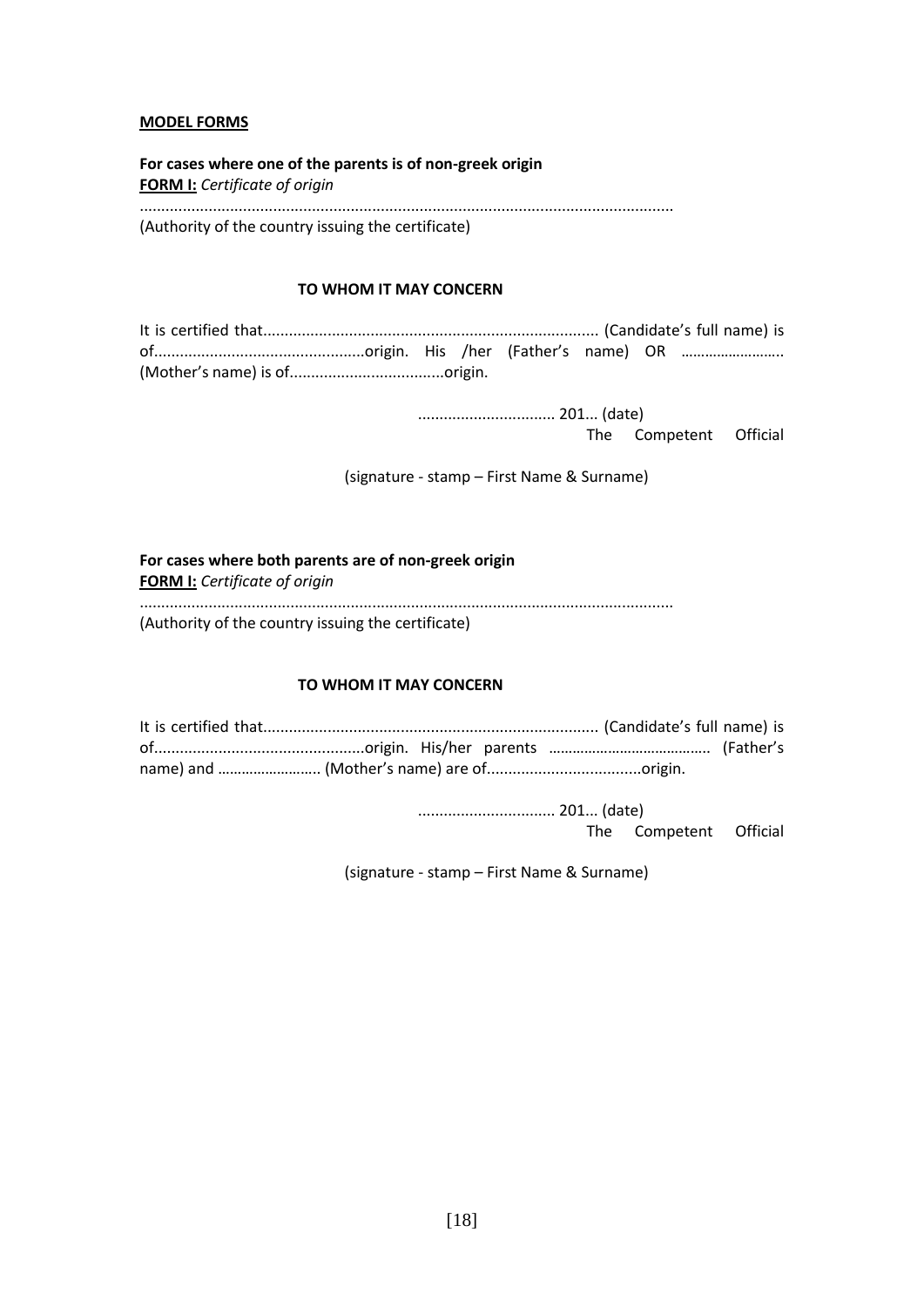**MODEL FORMS**

**For cases where one of the parents is of non-greek origin**

**FORM I:** *Certificate of origin*

..........................................................................................................................

(Authority of the country issuing the certificate)

**TO WHOM IT MAY CONCERN**

It is certified that............................................................................ (Candidate's full name) is of................................................origin. His /her (Father's name) OR …………………….. (Mother's name) is of...................................origin.

................................ 201... (date)

The Competent Official

(signature - stamp – First Name & Surname)

**For cases where both parents are of non-greek origin**

**FORM I:** *Certificate of origin*

..........................................................................................................................

(Authority of the country issuing the certificate)

**TO WHOM IT MAY CONCERN**

It is certified that............................................................................ (Candidate's full name) is of................................................origin. His/her parents ………………………………….. (Father's name) and …………………….. (Mother's name) are of...................................origin.

................................ 201... (date)

The Competent Official

(signature - stamp – First Name & Surname)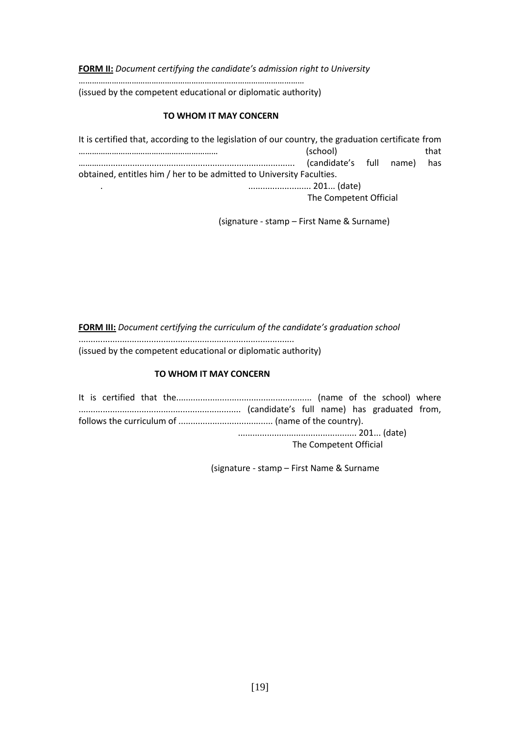**FORM II:** *Document certifying the candidate's admission right to University*

………………………………………………………………………………………

(issued by the competent educational or diplomatic authority)

**TO WHOM IT MAY CONCERN**

It is certified that, according to the legislation of our country, the graduation certificate from ……………………………………………………… (school) that ……...................................................................................... (candidate's full name) has obtained, entitles him / her to be admitted to University Faculties.

. .......................... 201... (date)

The Competent Official

(signature - stamp – First Name & Surname)

**FORM III:** *Document certifying the curriculum of the candidate's graduation school*

.........................................................................................

(issued by the competent educational or diplomatic authority)

**TO WHOM IT MAY CONCERN**

It is certified that the........................................................ (name of the school) where .................................................................. (candidate's full name) has graduated from, follows the curriculum of ....................................... (name of the country).

................................................ 201... (date)

The Competent Official

(signature - stamp – First Name & Surname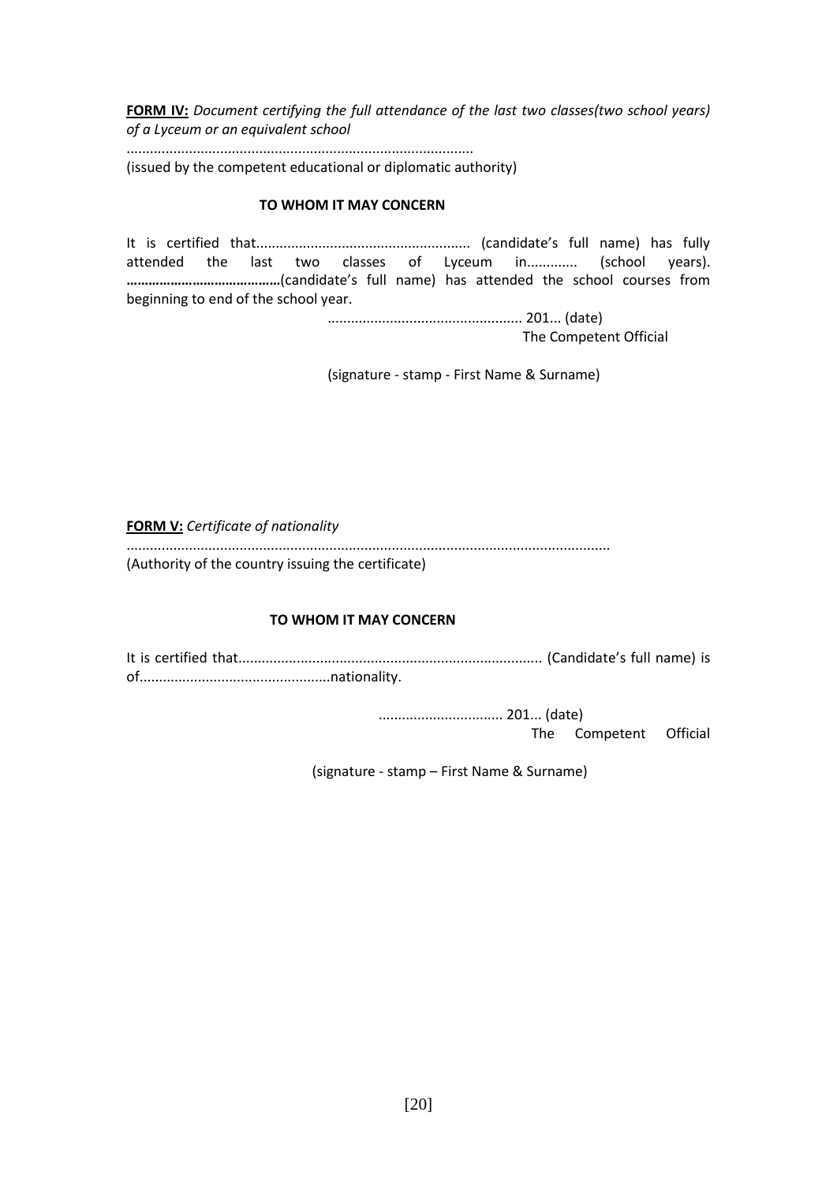**<u>FORM IV:</u>** *Document certifying the full attendance of the last two classes(two school years) of a Lyceum or an equivalent school*

.........................................................................................

(issued by the competent educational or diplomatic authority)

**TO WHOM IT MAY CONCERN**

It is certified that....................................................... (candidate's full name) has fully attended the last two classes of Lyceum in............. (school years). **……………………………………**(candidate's full name) has attended the school courses from beginning to end of the school year.

.................................................. 201... (date)

The Competent Official

(signature - stamp - First Name & Surname)

**<u>FORM V:</u>** *Certificate of nationality*

..........................................................................................................................

(Authority of the country issuing the certificate)

**TO WHOM IT MAY CONCERN**

It is certified that............................................................................. (Candidate's full name) is of.................................................nationality.

................................ 201... (date)

The Competent Official

(signature - stamp – First Name & Surname)